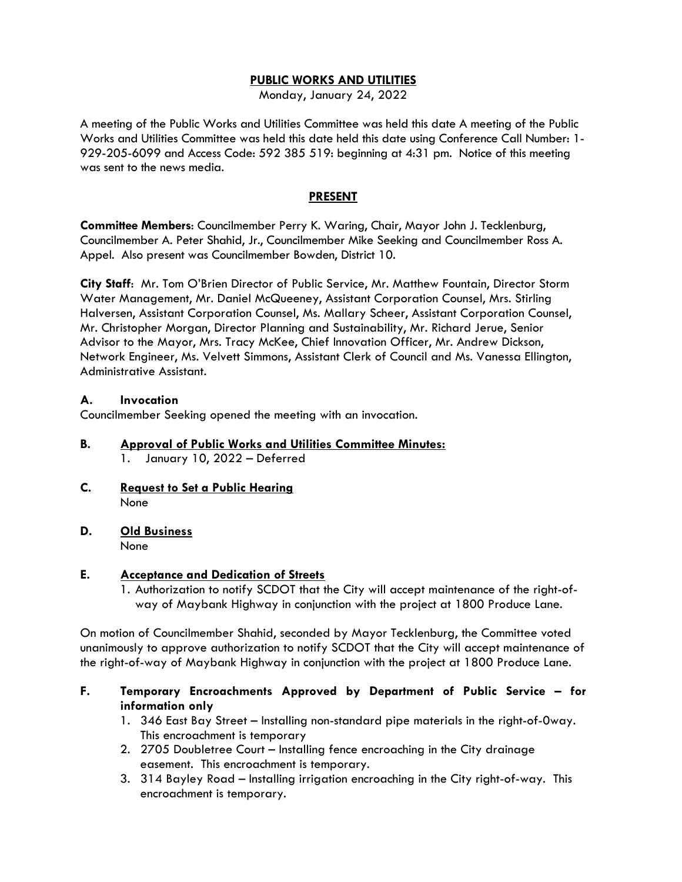# **PUBLIC WORKS AND UTILITIES**

Monday, January 24, 2022

A meeting of the Public Works and Utilities Committee was held this date A meeting of the Public Works and Utilities Committee was held this date held this date using Conference Call Number: 1-929-205-6099 and Access Code: 592 385 519: beginning at 4:31 pm. Notice of this meeting was sent to the news media.

## **PRESENT**

**Committee Members**: Councilmember Perry K. Waring, Chair, Mayor John J. Tecklenburg, Councilmember A. Peter Shahid, Jr., Councilmember Mike Seeking and Councilmember Ross A. Appel. Also present was Councilmember Bowden, District 10.

**City Staff**: Mr. Tom O'Brien Director of Public Service, Mr. Matthew Fountain, Director Storm Water Management, Mr. Daniel McQueeney, Assistant Corporation Counsel, Mrs. Stirling Halversen, Assistant Corporation Counsel, Ms. Mallary Scheer, Assistant Corporation Counsel, Mr. Christopher Morgan, Director Planning and Sustainability, Mr. Richard Jerue, Senior Advisor to the Mayor, Mrs. Tracy McKee, Chief Innovation Officer, Mr. Andrew Dickson, Network Engineer, Ms. Velvett Simmons, Assistant Clerk of Council and Ms. Vanessa Ellington, Administrative Assistant.

### **A. Invocation**

Councilmember Seeking opened the meeting with an invocation.

### **B. Approval of Public Works and Utilities Committee Minutes:**

1. January 10, 2022 – Deferred

### **C. Request to Set a Public Hearing**

None

### **D. Old Business**

None

### **E. Acceptance and Dedication of Streets**

1. Authorization to notify SCDOT that the City will accept maintenance of the right-of-way of Maybank Highway in conjunction with the project at 1800 Produce Lane.

On motion of Councilmember Shahid, seconded by Mayor Tecklenburg, the Committee voted unanimously to approve authorization to notify SCDOT that the City will accept maintenance of the right-of-way of Maybank Highway in conjunction with the project at 1800 Produce Lane.

### **F. Temporary Encroachments Approved by Department of Public Service – for information only**

1. 346 East Bay Street – Installing non-standard pipe materials in the right-of-0way. This encroachment is temporary
2. 2705 Doubletree Court – Installing fence encroaching in the City drainage easement. This encroachment is temporary.
3. 314 Bayley Road – Installing irrigation encroaching in the City right-of-way. This encroachment is temporary.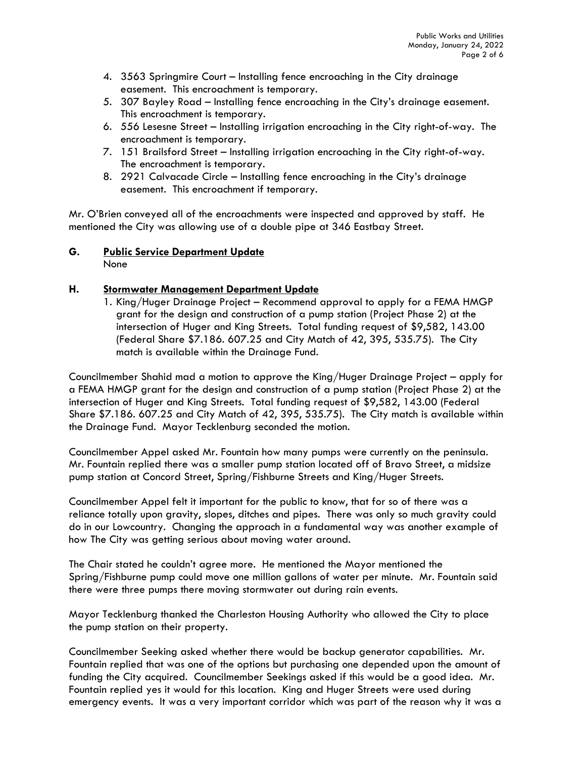4. 3563 Springmire Court – Installing fence encroaching in the City drainage easement. This encroachment is temporary.
5. 307 Bayley Road – Installing fence encroaching in the City's drainage easement. This encroachment is temporary.
6. 556 Lesesne Street – Installing irrigation encroaching in the City right-of-way. The encroachment is temporary.
7. 151 Brailsford Street – Installing irrigation encroaching in the City right-of-way. The encroachment is temporary.
8. 2921 Calvacade Circle – Installing fence encroaching in the City's drainage easement. This encroachment if temporary.

Mr. O'Brien conveyed all of the encroachments were inspected and approved by staff. He mentioned the City was allowing use of a double pipe at 346 Eastbay Street.

**G. Public Service Department Update**

None

**H. Stormwater Management Department Update**

1. King/Huger Drainage Project – Recommend approval to apply for a FEMA HMGP grant for the design and construction of a pump station (Project Phase 2) at the intersection of Huger and King Streets. Total funding request of $9,582, 143.00 (Federal Share $7.186. 607.25 and City Match of 42, 395, 535.75). The City match is available within the Drainage Fund.

Councilmember Shahid mad a motion to approve the King/Huger Drainage Project – apply for a FEMA HMGP grant for the design and construction of a pump station (Project Phase 2) at the intersection of Huger and King Streets. Total funding request of $9,582, 143.00 (Federal Share $7.186. 607.25 and City Match of 42, 395, 535.75). The City match is available within the Drainage Fund. Mayor Tecklenburg seconded the motion.

Councilmember Appel asked Mr. Fountain how many pumps were currently on the peninsula. Mr. Fountain replied there was a smaller pump station located off of Bravo Street, a midsize pump station at Concord Street, Spring/Fishburne Streets and King/Huger Streets.

Councilmember Appel felt it important for the public to know, that for so of there was a reliance totally upon gravity, slopes, ditches and pipes. There was only so much gravity could do in our Lowcountry. Changing the approach in a fundamental way was another example of how The City was getting serious about moving water around.

The Chair stated he couldn't agree more. He mentioned the Mayor mentioned the Spring/Fishburne pump could move one million gallons of water per minute. Mr. Fountain said there were three pumps there moving stormwater out during rain events.

Mayor Tecklenburg thanked the Charleston Housing Authority who allowed the City to place the pump station on their property.

Councilmember Seeking asked whether there would be backup generator capabilities. Mr. Fountain replied that was one of the options but purchasing one depended upon the amount of funding the City acquired. Councilmember Seekings asked if this would be a good idea. Mr. Fountain replied yes it would for this location. King and Huger Streets were used during emergency events. It was a very important corridor which was part of the reason why it was a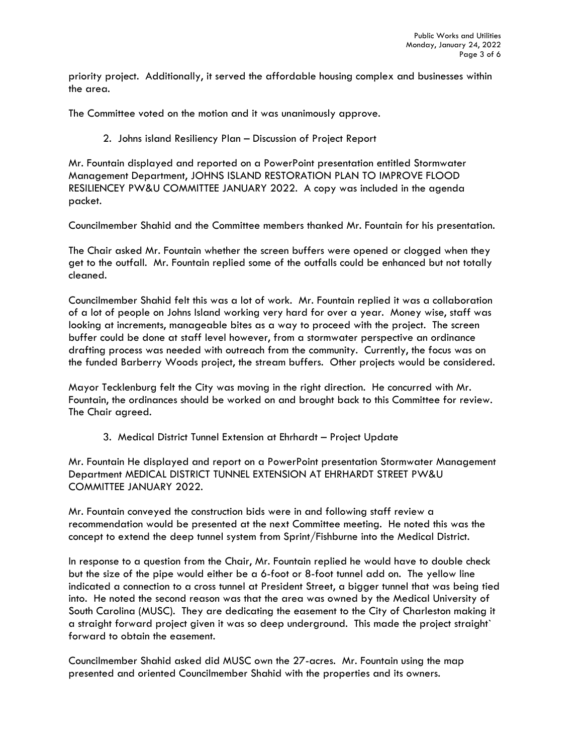priority project. Additionally, it served the affordable housing complex and businesses within the area.

The Committee voted on the motion and it was unanimously approve.

2. Johns island Resiliency Plan – Discussion of Project Report

Mr. Fountain displayed and reported on a PowerPoint presentation entitled Stormwater Management Department, JOHNS ISLAND RESTORATION PLAN TO IMPROVE FLOOD RESILIENCEY PW&U COMMITTEE JANUARY 2022. A copy was included in the agenda packet.

Councilmember Shahid and the Committee members thanked Mr. Fountain for his presentation.

The Chair asked Mr. Fountain whether the screen buffers were opened or clogged when they get to the outfall. Mr. Fountain replied some of the outfalls could be enhanced but not totally cleaned.

Councilmember Shahid felt this was a lot of work. Mr. Fountain replied it was a collaboration of a lot of people on Johns Island working very hard for over a year. Money wise, staff was looking at increments, manageable bites as a way to proceed with the project. The screen buffer could be done at staff level however, from a stormwater perspective an ordinance drafting process was needed with outreach from the community. Currently, the focus was on the funded Barberry Woods project, the stream buffers. Other projects would be considered.

Mayor Tecklenburg felt the City was moving in the right direction. He concurred with Mr. Fountain, the ordinances should be worked on and brought back to this Committee for review. The Chair agreed.

3. Medical District Tunnel Extension at Ehrhardt – Project Update

Mr. Fountain He displayed and report on a PowerPoint presentation Stormwater Management Department MEDICAL DISTRICT TUNNEL EXTENSION AT EHRHARDT STREET PW&U COMMITTEE JANUARY 2022.

Mr. Fountain conveyed the construction bids were in and following staff review a recommendation would be presented at the next Committee meeting. He noted this was the concept to extend the deep tunnel system from Sprint/Fishburne into the Medical District.

In response to a question from the Chair, Mr. Fountain replied he would have to double check but the size of the pipe would either be a 6-foot or 8-foot tunnel add on. The yellow line indicated a connection to a cross tunnel at President Street, a bigger tunnel that was being tied into. He noted the second reason was that the area was owned by the Medical University of South Carolina (MUSC). They are dedicating the easement to the City of Charleston making it a straight forward project given it was so deep underground. This made the project straight` forward to obtain the easement.

Councilmember Shahid asked did MUSC own the 27-acres. Mr. Fountain using the map presented and oriented Councilmember Shahid with the properties and its owners.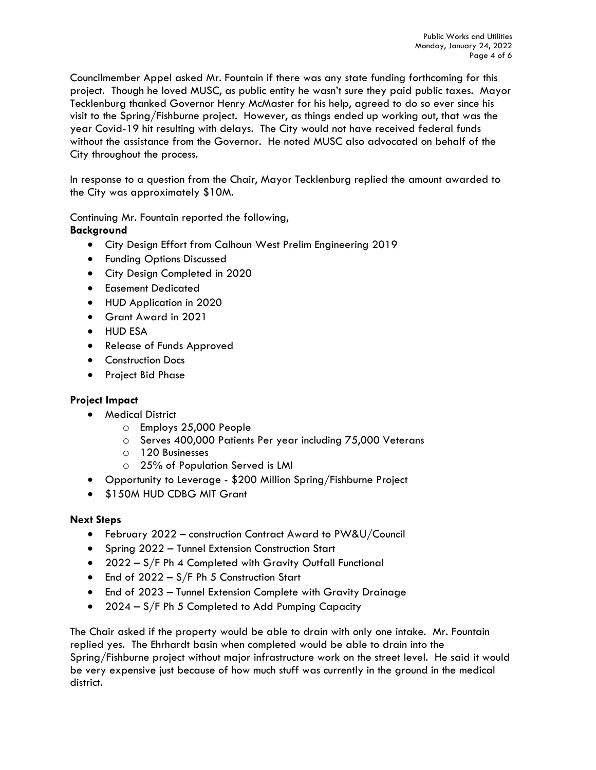Councilmember Appel asked Mr. Fountain if there was any state funding forthcoming for this project. Though he loved MUSC, as public entity he wasn't sure they paid public taxes. Mayor Tecklenburg thanked Governor Henry McMaster for his help, agreed to do so ever since his visit to the Spring/Fishburne project. However, as things ended up working out, that was the year Covid-19 hit resulting with delays. The City would not have received federal funds without the assistance from the Governor. He noted MUSC also advocated on behalf of the City throughout the process.

In response to a question from the Chair, Mayor Tecklenburg replied the amount awarded to the City was approximately $10M.

Continuing Mr. Fountain reported the following,

**Background**

- City Design Effort from Calhoun West Prelim Engineering 2019
- Funding Options Discussed
- City Design Completed in 2020
- Easement Dedicated
- HUD Application in 2020
- Grant Award in 2021
- HUD ESA
- Release of Funds Approved
- Construction Docs
- Project Bid Phase

**Project Impact**

- Medical District
    - Employs 25,000 People
    - Serves 400,000 Patients Per year including 75,000 Veterans
    - 120 Businesses
    - 25% of Population Served is LMI
- Opportunity to Leverage - $200 Million Spring/Fishburne Project
- $150M HUD CDBG MIT Grant

**Next Steps**

- February 2022 – construction Contract Award to PW&U/Council
- Spring 2022 – Tunnel Extension Construction Start
- 2022 – S/F Ph 4 Completed with Gravity Outfall Functional
- End of 2022 – S/F Ph 5 Construction Start
- End of 2023 – Tunnel Extension Complete with Gravity Drainage
- 2024 – S/F Ph 5 Completed to Add Pumping Capacity

The Chair asked if the property would be able to drain with only one intake. Mr. Fountain replied yes. The Ehrhardt basin when completed would be able to drain into the Spring/Fishburne project without major infrastructure work on the street level. He said it would be very expensive just because of how much stuff was currently in the ground in the medical district.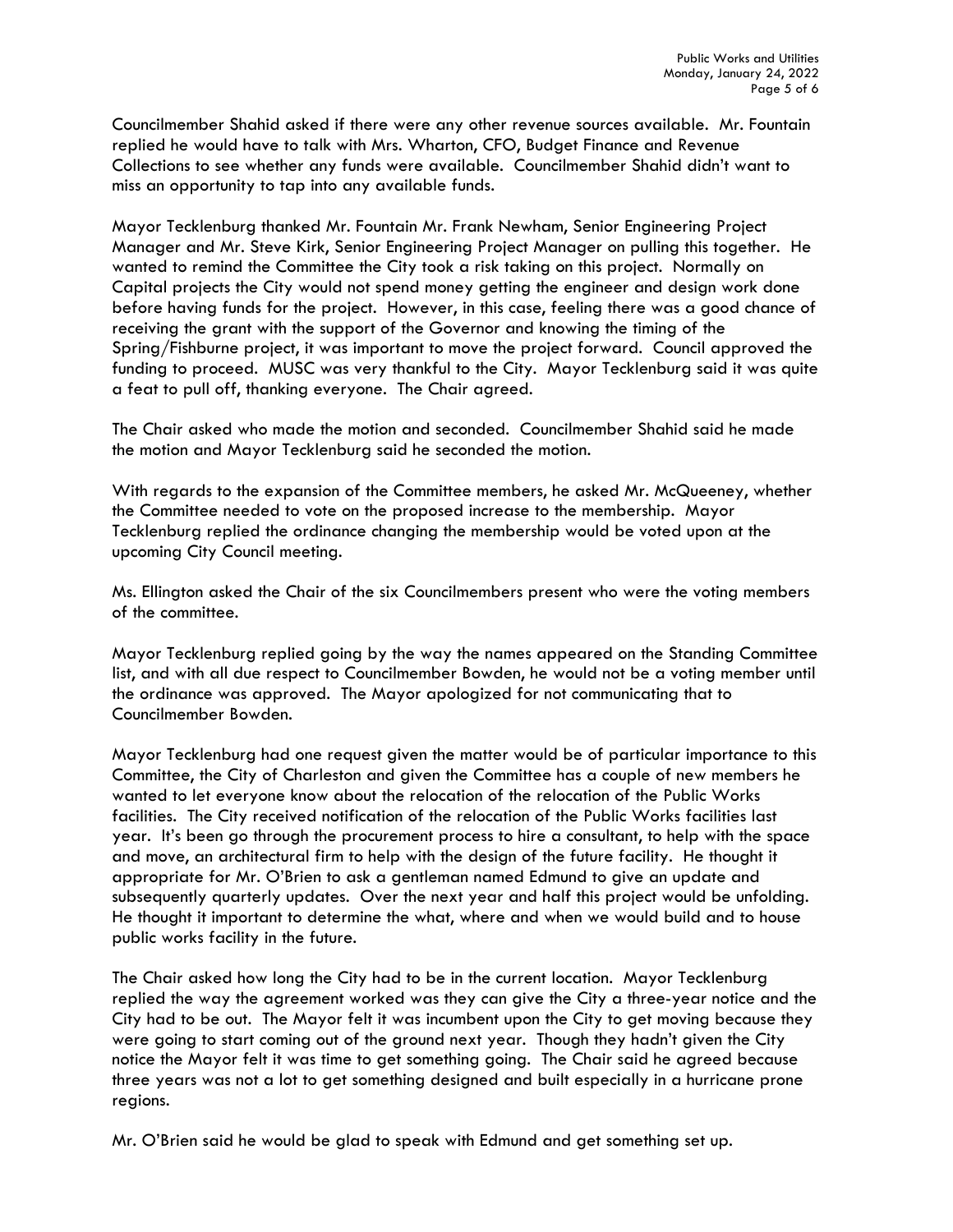Councilmember Shahid asked if there were any other revenue sources available. Mr. Fountain replied he would have to talk with Mrs. Wharton, CFO, Budget Finance and Revenue Collections to see whether any funds were available. Councilmember Shahid didn't want to miss an opportunity to tap into any available funds.

Mayor Tecklenburg thanked Mr. Fountain Mr. Frank Newham, Senior Engineering Project Manager and Mr. Steve Kirk, Senior Engineering Project Manager on pulling this together. He wanted to remind the Committee the City took a risk taking on this project. Normally on Capital projects the City would not spend money getting the engineer and design work done before having funds for the project. However, in this case, feeling there was a good chance of receiving the grant with the support of the Governor and knowing the timing of the Spring/Fishburne project, it was important to move the project forward. Council approved the funding to proceed. MUSC was very thankful to the City. Mayor Tecklenburg said it was quite a feat to pull off, thanking everyone. The Chair agreed.

The Chair asked who made the motion and seconded. Councilmember Shahid said he made the motion and Mayor Tecklenburg said he seconded the motion.

With regards to the expansion of the Committee members, he asked Mr. McQueeney, whether the Committee needed to vote on the proposed increase to the membership. Mayor Tecklenburg replied the ordinance changing the membership would be voted upon at the upcoming City Council meeting.

Ms. Ellington asked the Chair of the six Councilmembers present who were the voting members of the committee.

Mayor Tecklenburg replied going by the way the names appeared on the Standing Committee list, and with all due respect to Councilmember Bowden, he would not be a voting member until the ordinance was approved. The Mayor apologized for not communicating that to Councilmember Bowden.

Mayor Tecklenburg had one request given the matter would be of particular importance to this Committee, the City of Charleston and given the Committee has a couple of new members he wanted to let everyone know about the relocation of the relocation of the Public Works facilities. The City received notification of the relocation of the Public Works facilities last year. It's been go through the procurement process to hire a consultant, to help with the space and move, an architectural firm to help with the design of the future facility. He thought it appropriate for Mr. O'Brien to ask a gentleman named Edmund to give an update and subsequently quarterly updates. Over the next year and half this project would be unfolding. He thought it important to determine the what, where and when we would build and to house public works facility in the future.

The Chair asked how long the City had to be in the current location. Mayor Tecklenburg replied the way the agreement worked was they can give the City a three-year notice and the City had to be out. The Mayor felt it was incumbent upon the City to get moving because they were going to start coming out of the ground next year. Though they hadn't given the City notice the Mayor felt it was time to get something going. The Chair said he agreed because three years was not a lot to get something designed and built especially in a hurricane prone regions.

Mr. O'Brien said he would be glad to speak with Edmund and get something set up.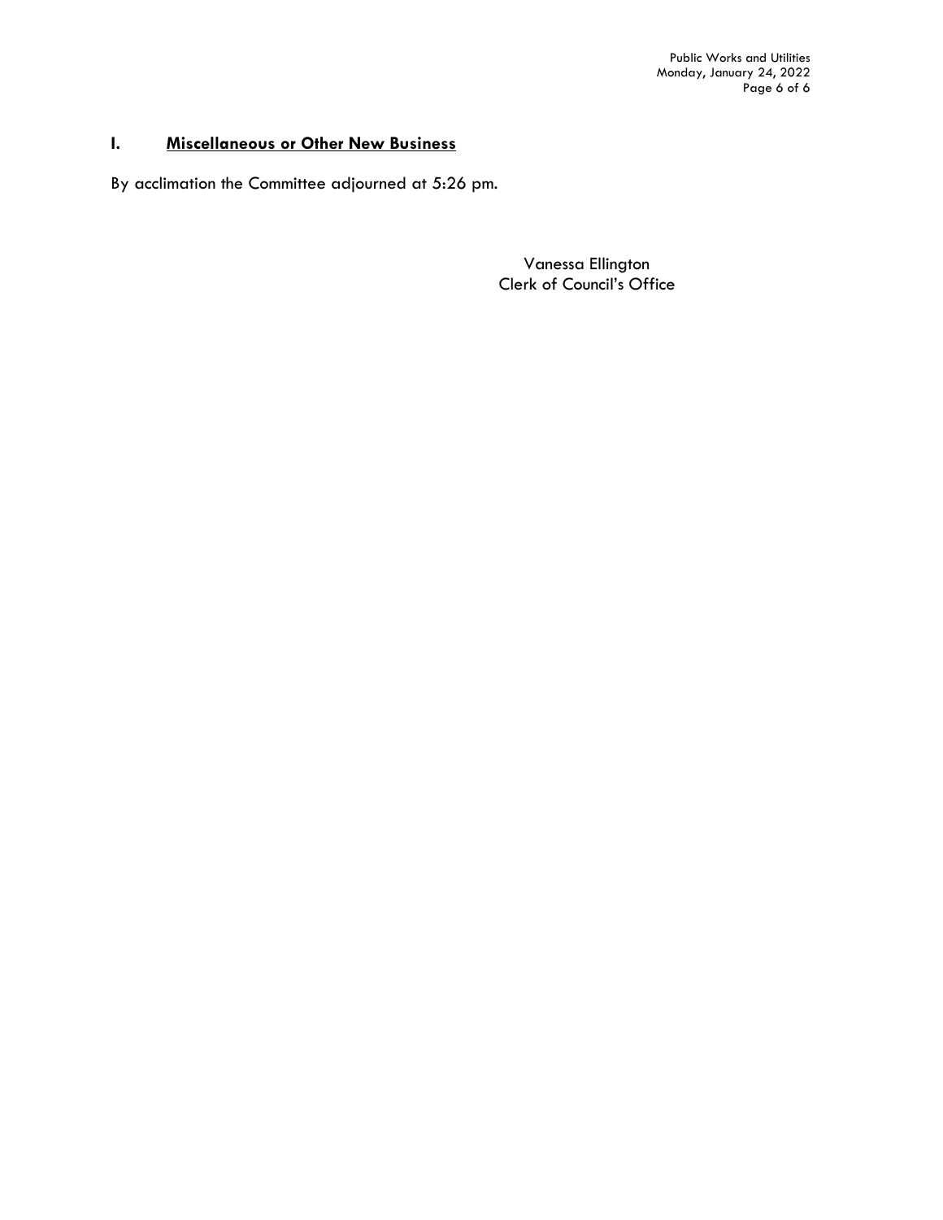## I. **Miscellaneous or Other New Business**

By acclimation the Committee adjourned at 5:26 pm.

Vanessa Ellington
Clerk of Council's Office